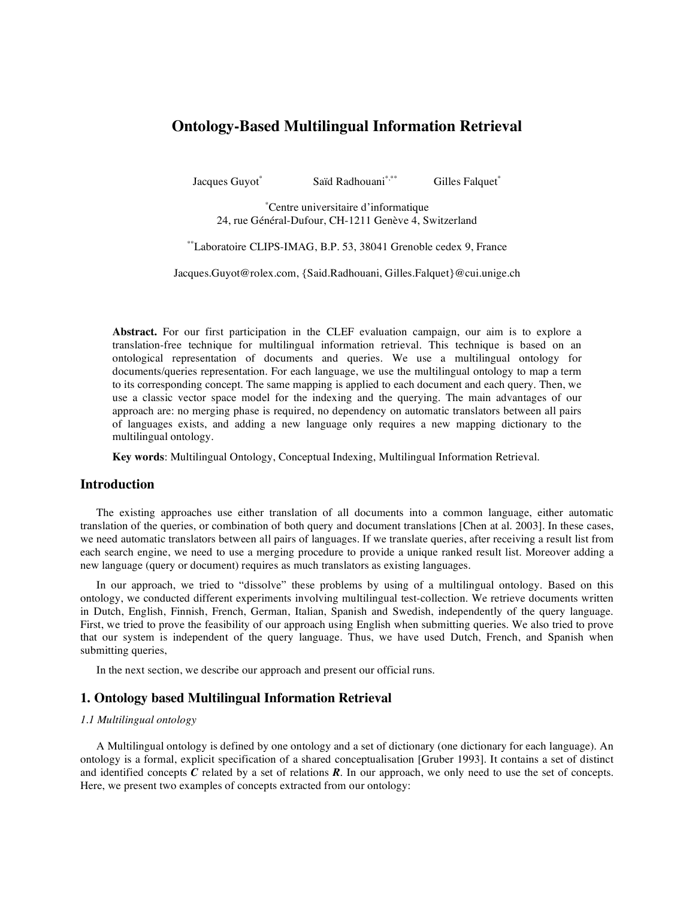# Ontology-Based Multilingual Information Retrieval

Jacques Guyot[*] Saïd Radhouani[*,**] Gilles Falquet[*]

[*]Centre universitaire d'informatique
24, rue Général-Dufour, CH-1211 Genève 4, Switzerland

[**]Laboratoire CLIPS-IMAG, B.P. 53, 38041 Grenoble cedex 9, France

Jacques.Guyot@rolex.com, {Said.Radhouani, Gilles.Falquet}@cui.unige.ch

**Abstract.** For our first participation in the CLEF evaluation campaign, our aim is to explore a translation-free technique for multilingual information retrieval. This technique is based on an ontological representation of documents and queries. We use a multilingual ontology for documents/queries representation. For each language, we use the multilingual ontology to map a term to its corresponding concept. The same mapping is applied to each document and each query. Then, we use a classic vector space model for the indexing and the querying. The main advantages of our approach are: no merging phase is required, no dependency on automatic translators between all pairs of languages exists, and adding a new language only requires a new mapping dictionary to the multilingual ontology.

**Key words**: Multilingual Ontology, Conceptual Indexing, Multilingual Information Retrieval.

## Introduction

The existing approaches use either translation of all documents into a common language, either automatic translation of the queries, or combination of both query and document translations [Chen at al. 2003]. In these cases, we need automatic translators between all pairs of languages. If we translate queries, after receiving a result list from each search engine, we need to use a merging procedure to provide a unique ranked result list. Moreover adding a new language (query or document) requires as much translators as existing languages.

In our approach, we tried to "dissolve" these problems by using of a multilingual ontology. Based on this ontology, we conducted different experiments involving multilingual test-collection. We retrieve documents written in Dutch, English, Finnish, French, German, Italian, Spanish and Swedish, independently of the query language. First, we tried to prove the feasibility of our approach using English when submitting queries. We also tried to prove that our system is independent of the query language. Thus, we have used Dutch, French, and Spanish when submitting queries,

In the next section, we describe our approach and present our official runs.

## 1. Ontology based Multilingual Information Retrieval

### *1.1 Multilingual ontology*

A Multilingual ontology is defined by one ontology and a set of dictionary (one dictionary for each language). An ontology is a formal, explicit specification of a shared conceptualisation [Gruber 1993]. It contains a set of distinct and identified concepts ***C*** related by a set of relations ***R***. In our approach, we only need to use the set of concepts. Here, we present two examples of concepts extracted from our ontology: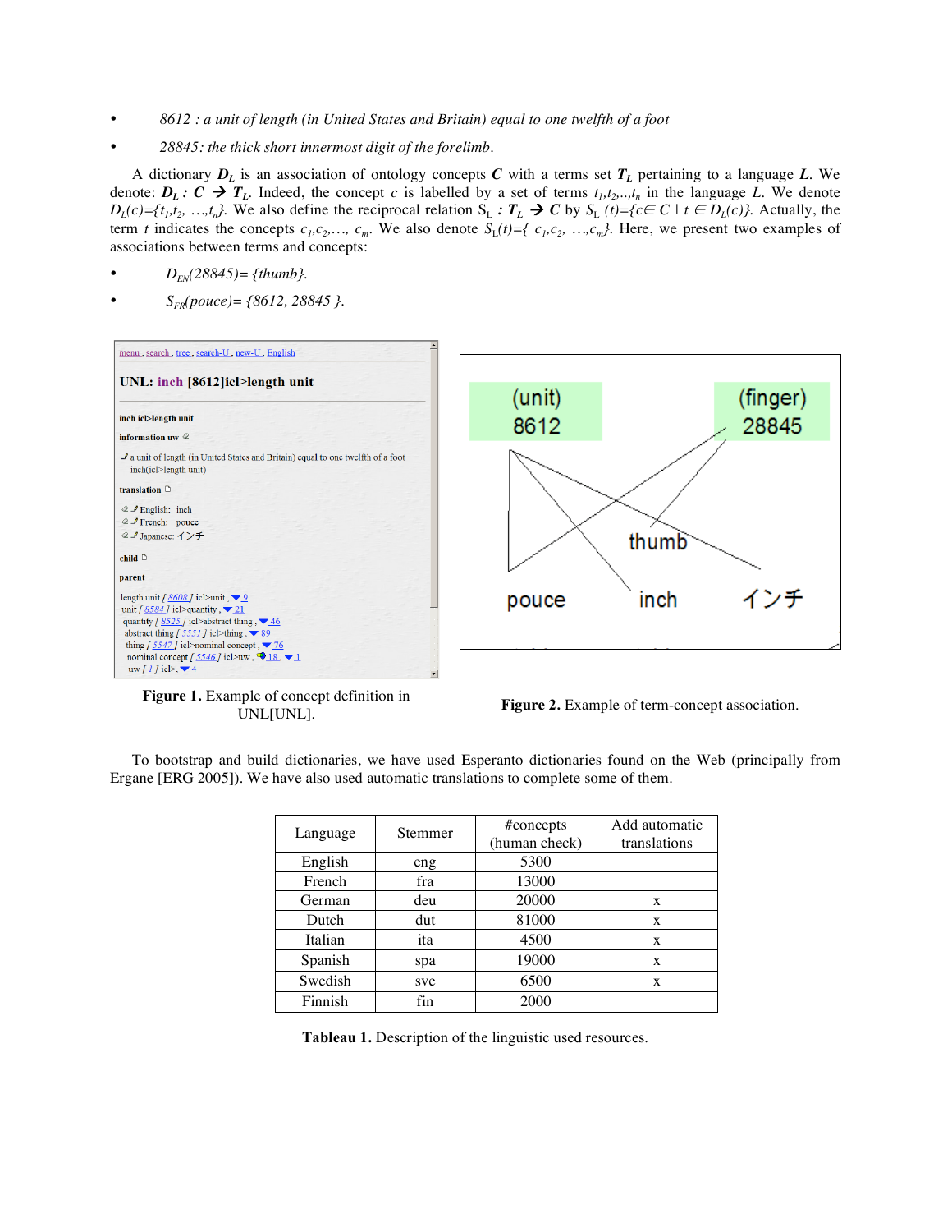- *8612 : a unit of length (in United States and Britain) equal to one twelfth of a foot*
- *28845: the thick short innermost digit of the forelimb.*

A dictionary $\boldsymbol{D_L}$ is an association of ontology concepts $\boldsymbol{C}$ with a terms set $\boldsymbol{T_L}$ pertaining to a language $\boldsymbol{L}$. We denote: $\boldsymbol{D_L : C \rightarrow T_L}$. Indeed, the concept $c$ is labelled by a set of terms $t_1,t_2,\ldots,t_n$ in the language $L$. We denote $D_L(c)=\{t_1,t_2, \ldots,t_n\}$. We also define the reciprocal relation $S_L$ $\boldsymbol{: T_L \rightarrow C}$ by $S_L(t)=\{c\in C \mid t \in D_L(c)\}$. Actually, the term $t$ indicates the concepts $c_1,c_2,\ldots, c_m$. We also denote $S_L(t)=\{ c_1,c_2, \ldots,c_m\}$. Here, we present two examples of associations between terms and concepts:

- $D_{EN}(28845)= \{thumb\}$.
- $S_{FR}(pouce)= \{8612, 28845 \}$.

**Figure 1.** Example of concept definition in UNL[UNL].

**Figure 2.** Example of term-concept association.

To bootstrap and build dictionaries, we have used Esperanto dictionaries found on the Web (principally from Ergane [ERG 2005]). We have also used automatic translations to complete some of them.

| Language | Stemmer | #concepts (human check) | Add automatic translations |
|---|---|---|---|
| English | eng | 5300 | |
| French | fra | 13000 | |
| German | deu | 20000 | x |
| Dutch | dut | 81000 | x |
| Italian | ita | 4500 | x |
| Spanish | spa | 19000 | x |
| Swedish | sve | 6500 | x |
| Finnish | fin | 2000 | |

**Tableau 1.** Description of the linguistic used resources.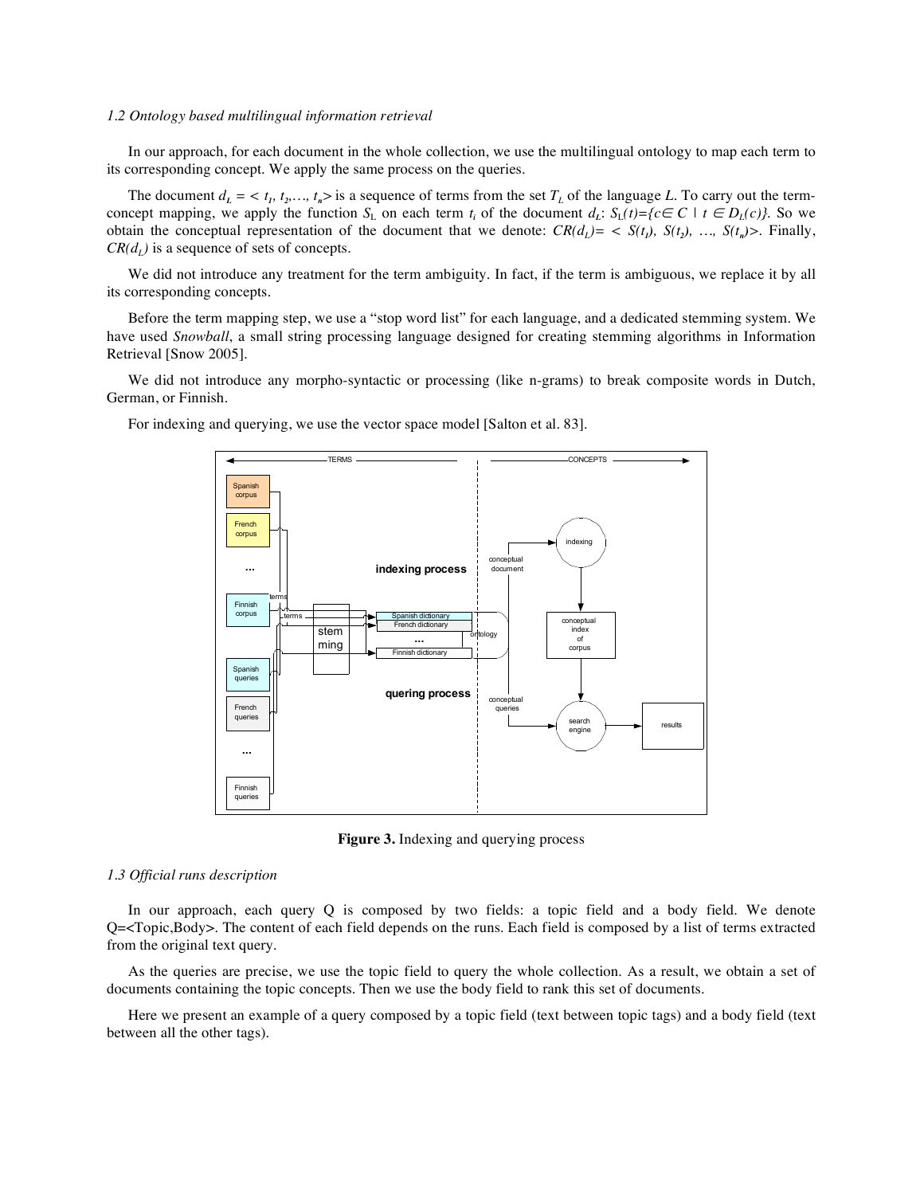*1.2 Ontology based multilingual information retrieval*

In our approach, for each document in the whole collection, we use the multilingual ontology to map each term to its corresponding concept. We apply the same process on the queries.

The document $d_L = < t_1, t_2, \ldots, t_n >$ is a sequence of terms from the set $T_L$ of the language $L$. To carry out the term-concept mapping, we apply the function $S_L$ on each term $t_i$ of the document $d_L$: $S_L(t) = \{c \in C \mid t \in D_L(c)\}$. So we obtain the conceptual representation of the document that we denote: $CR(d_L) = < S(t_1), S(t_2), \ldots, S(t_n) >$. Finally, $CR(d_L)$ is a sequence of sets of concepts.

We did not introduce any treatment for the term ambiguity. In fact, if the term is ambiguous, we replace it by all its corresponding concepts.

Before the term mapping step, we use a "stop word list" for each language, and a dedicated stemming system. We have used *Snowball*, a small string processing language designed for creating stemming algorithms in Information Retrieval [Snow 2005].

We did not introduce any morpho-syntactic or processing (like n-grams) to break composite words in Dutch, German, or Finnish.

For indexing and querying, we use the vector space model [Salton et al. 83].

**Figure 3.** Indexing and querying process

*1.3 Official runs description*

In our approach, each query Q is composed by two fields: a topic field and a body field. We denote Q=<Topic,Body>. The content of each field depends on the runs. Each field is composed by a list of terms extracted from the original text query.

As the queries are precise, we use the topic field to query the whole collection. As a result, we obtain a set of documents containing the topic concepts. Then we use the body field to rank this set of documents.

Here we present an example of a query composed by a topic field (text between topic tags) and a body field (text between all the other tags).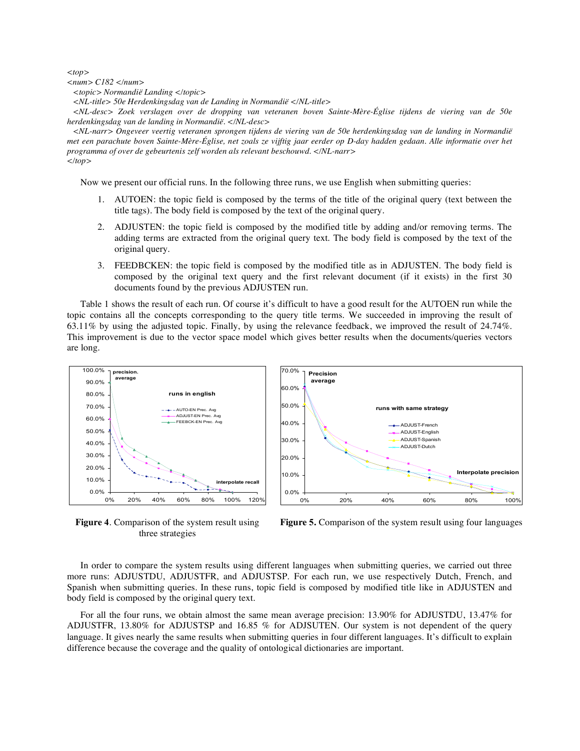*<top>*
*<num> C182 </num>*
*<topic> Normandië Landing </topic>*
*<NL-title> 50e Herdenkingsdag van de Landing in Normandië </NL-title>*
*<NL-desc> Zoek verslagen over de dropping van veteranen boven Sainte-Mère-Église tijdens de viering van de 50e herdenkingsdag van de landing in Normandië. </NL-desc>*
*<NL-narr> Ongeveer veertig veteranen sprongen tijdens de viering van de 50e herdenkingsdag van de landing in Normandië met een parachute boven Sainte-Mère-Église, net zoals ze vijftig jaar eerder op D-day hadden gedaan. Alle informatie over het programma of over de gebeurtenis zelf worden als relevant beschouwd. </NL-narr>*
*</top>*

Now we present our official runs. In the following three runs, we use English when submitting queries:

1. AUTOEN: the topic field is composed by the terms of the title of the original query (text between the title tags). The body field is composed by the text of the original query.
2. ADJUSTEN: the topic field is composed by the modified title by adding and/or removing terms. The adding terms are extracted from the original query text. The body field is composed by the text of the original query.
3. FEEDBCKEN: the topic field is composed by the modified title as in ADJUSTEN. The body field is composed by the original text query and the first relevant document (if it exists) in the first 30 documents found by the previous ADJUSTEN run.

Table 1 shows the result of each run. Of course it's difficult to have a good result for the AUTOEN run while the topic contains all the concepts corresponding to the query title terms. We succeeded in improving the result of 63.11% by using the adjusted topic. Finally, by using the relevance feedback, we improved the result of 24.74%. This improvement is due to the vector space model which gives better results when the documents/queries vectors are long.

**Figure 4**. Comparison of the system result using three strategies

**Figure 5.** Comparison of the system result using four languages

In order to compare the system results using different languages when submitting queries, we carried out three more runs: ADJUSTDU, ADJUSTFR, and ADJUSTSP. For each run, we use respectively Dutch, French, and Spanish when submitting queries. In these runs, topic field is composed by modified title like in ADJUSTEN and body field is composed by the original query text.

For all the four runs, we obtain almost the same mean average precision: 13.90% for ADJUSTDU, 13.47% for ADJUSTFR, 13.80% for ADJUSTSP and 16.85 % for ADJSUTEN. Our system is not dependent of the query language. It gives nearly the same results when submitting queries in four different languages. It's difficult to explain difference because the coverage and the quality of ontological dictionaries are important.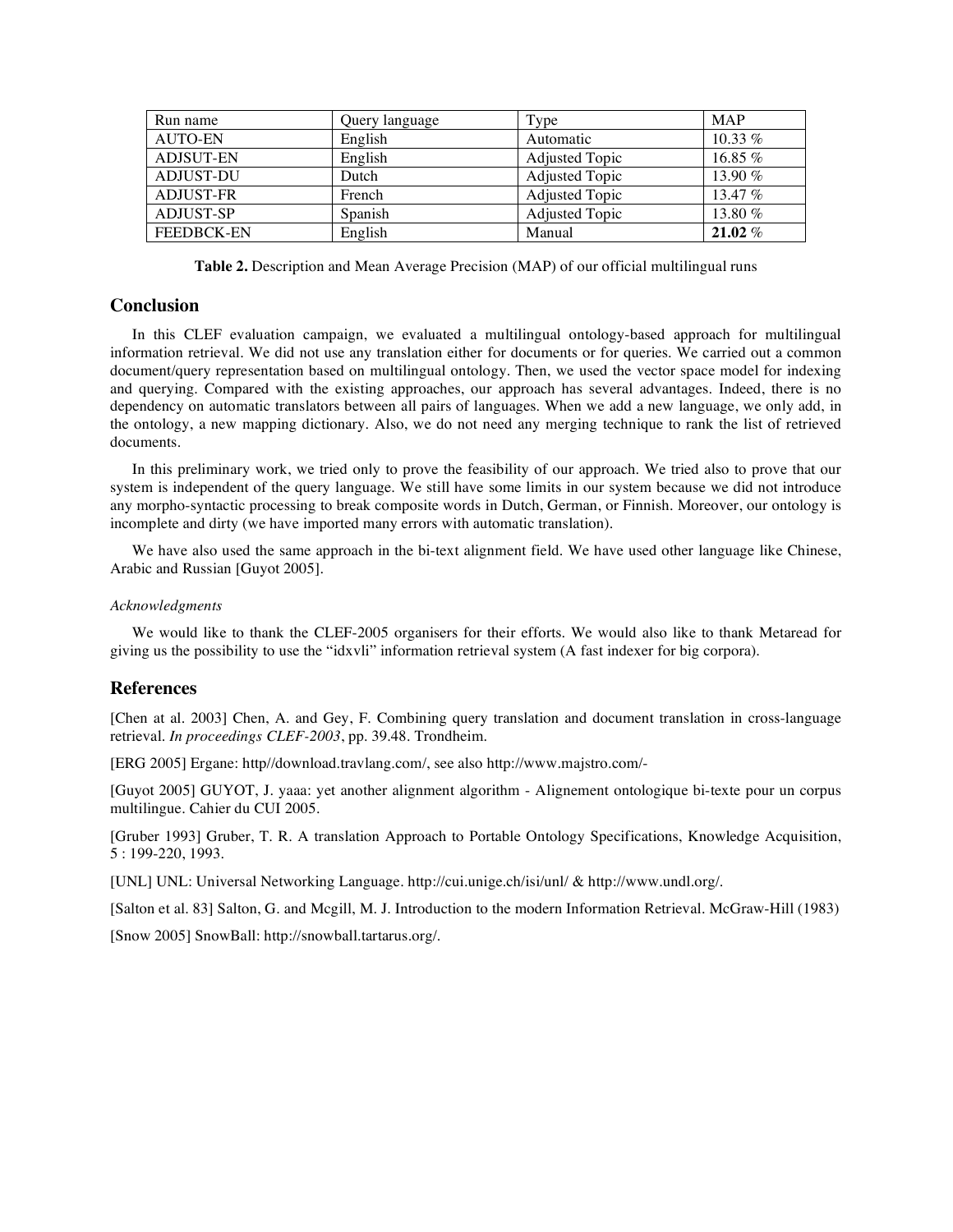| Run name | Query language | Type | MAP |
| --- | --- | --- | --- |
| AUTO-EN | English | Automatic | 10.33 % |
| ADJSUT-EN | English | Adjusted Topic | 16.85 % |
| ADJUST-DU | Dutch | Adjusted Topic | 13.90 % |
| ADJUST-FR | French | Adjusted Topic | 13.47 % |
| ADJUST-SP | Spanish | Adjusted Topic | 13.80 % |
| FEEDBCK-EN | English | Manual | **21.02** % |

**Table 2.** Description and Mean Average Precision (MAP) of our official multilingual runs

## Conclusion

In this CLEF evaluation campaign, we evaluated a multilingual ontology-based approach for multilingual information retrieval. We did not use any translation either for documents or for queries. We carried out a common document/query representation based on multilingual ontology. Then, we used the vector space model for indexing and querying. Compared with the existing approaches, our approach has several advantages. Indeed, there is no dependency on automatic translators between all pairs of languages. When we add a new language, we only add, in the ontology, a new mapping dictionary. Also, we do not need any merging technique to rank the list of retrieved documents.

In this preliminary work, we tried only to prove the feasibility of our approach. We tried also to prove that our system is independent of the query language. We still have some limits in our system because we did not introduce any morpho-syntactic processing to break composite words in Dutch, German, or Finnish. Moreover, our ontology is incomplete and dirty (we have imported many errors with automatic translation).

We have also used the same approach in the bi-text alignment field. We have used other language like Chinese, Arabic and Russian [Guyot 2005].

*Acknowledgments*

We would like to thank the CLEF-2005 organisers for their efforts. We would also like to thank Metaread for giving us the possibility to use the "idxvli" information retrieval system (A fast indexer for big corpora).

## References

[Chen at al. 2003] Chen, A. and Gey, F. Combining query translation and document translation in cross-language retrieval. *In proceedings CLEF-2003*, pp. 39.48. Trondheim.

[ERG 2005] Ergane: http//download.travlang.com/, see also http://www.majstro.com/-

[Guyot 2005] GUYOT, J. yaaa: yet another alignment algorithm - Alignement ontologique bi-texte pour un corpus multilingue. Cahier du CUI 2005.

[Gruber 1993] Gruber, T. R. A translation Approach to Portable Ontology Specifications, Knowledge Acquisition, 5 : 199-220, 1993.

[UNL] UNL: Universal Networking Language. http://cui.unige.ch/isi/unl/ & http://www.undl.org/.

[Salton et al. 83] Salton, G. and Mcgill, M. J. Introduction to the modern Information Retrieval. McGraw-Hill (1983)

[Snow 2005] SnowBall: http://snowball.tartarus.org/.